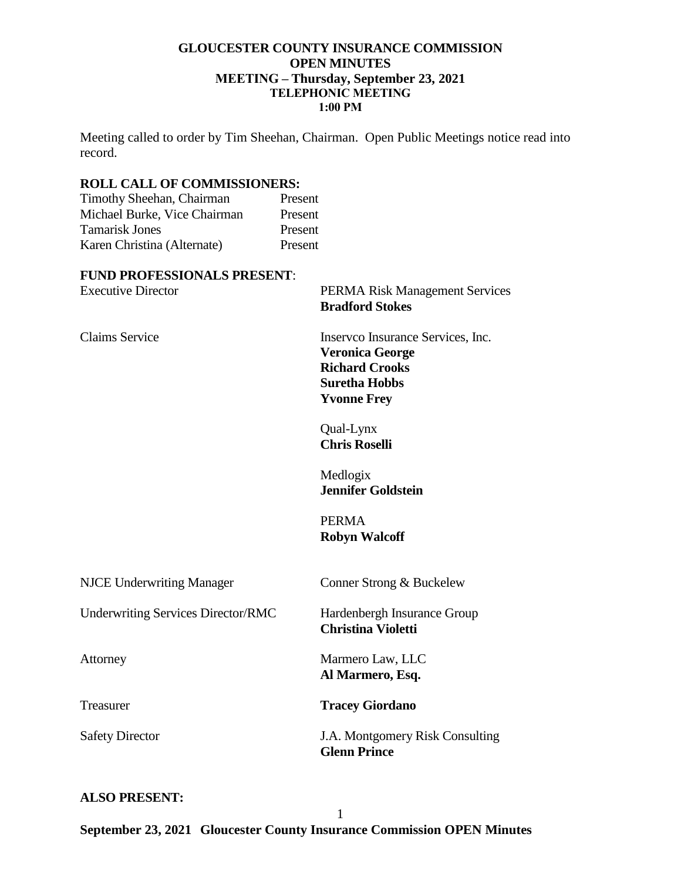**GLOUCESTER COUNTY INSURANCE COMMISSION**
**OPEN MINUTES**
**MEETING – Thursday, September 23, 2021**
**TELEPHONIC MEETING**
**1:00 PM**

Meeting called to order by Tim Sheehan, Chairman. Open Public Meetings notice read into record.

**ROLL CALL OF COMMISSIONERS:**

| | |
|---|---|
| Timothy Sheehan, Chairman | Present |
| Michael Burke, Vice Chairman | Present |
| Tamarisk Jones | Present |
| Karen Christina (Alternate) | Present |

**FUND PROFESSIONALS PRESENT**:

| | |
|---|---|
| Executive Director | PERMA Risk Management Services<br>**Bradford Stokes** |
| Claims Service | Inservco Insurance Services, Inc.<br>**Veronica George**<br>**Richard Crooks**<br>**Suretha Hobbs**<br>**Yvonne Frey**<br><br>Qual-Lynx<br>**Chris Roselli**<br><br>Medlogix<br>**Jennifer Goldstein**<br><br>PERMA<br>**Robyn Walcoff** |
| NJCE Underwriting Manager | Conner Strong & Buckelew |
| Underwriting Services Director/RMC | Hardenbergh Insurance Group<br>**Christina Violetti** |
| Attorney | Marmero Law, LLC<br>**Al Marmero, Esq.** |
| Treasurer | **Tracey Giordano** |
| Safety Director | J.A. Montgomery Risk Consulting<br>**Glenn Prince** |

**ALSO PRESENT:**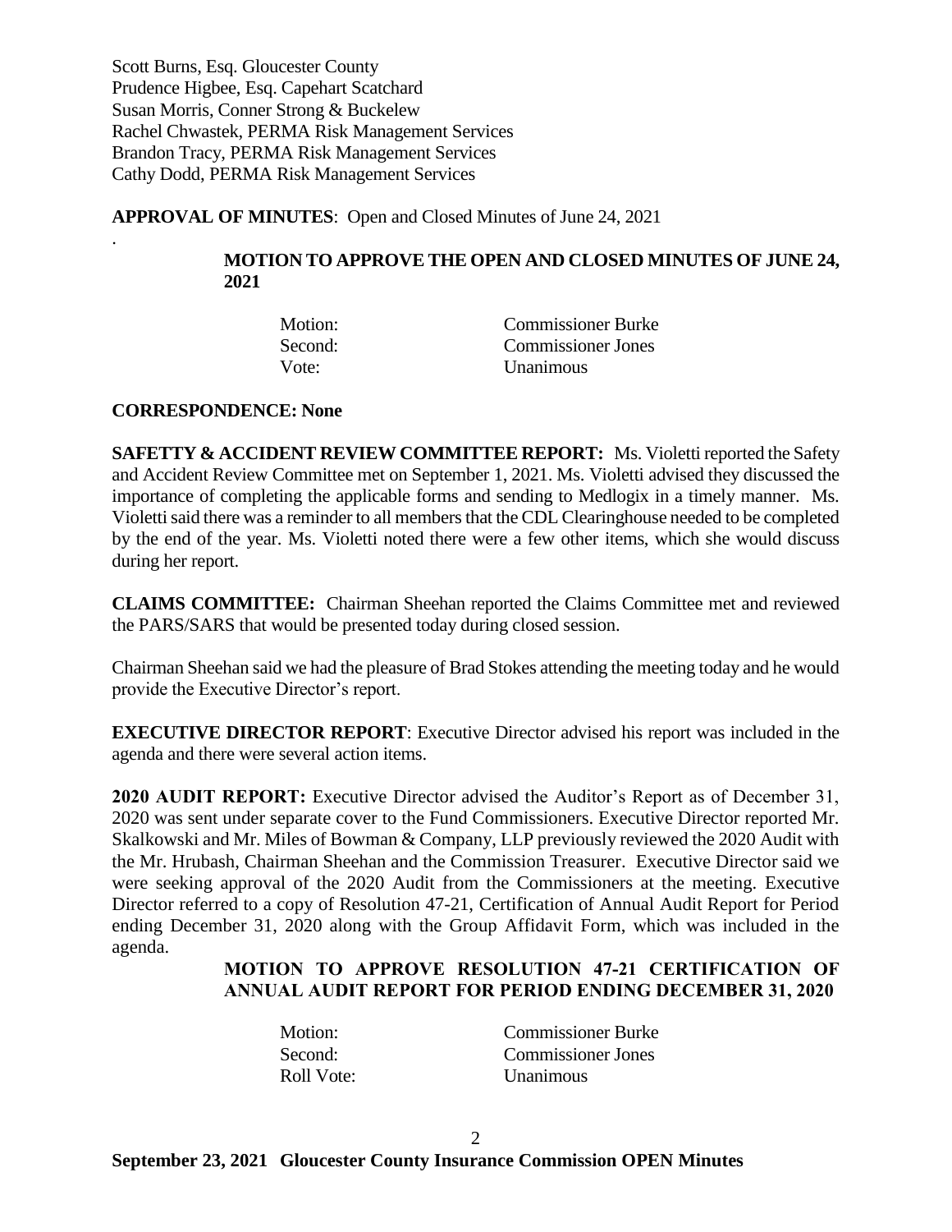Scott Burns, Esq. Gloucester County
Prudence Higbee, Esq. Capehart Scatchard
Susan Morris, Conner Strong & Buckelew
Rachel Chwastek, PERMA Risk Management Services
Brandon Tracy, PERMA Risk Management Services
Cathy Dodd, PERMA Risk Management Services

**APPROVAL OF MINUTES**: Open and Closed Minutes of June 24, 2021

.

**MOTION TO APPROVE THE OPEN AND CLOSED MINUTES OF JUNE 24, 2021**

| | |
|---|---|
| Motion: | Commissioner Burke |
| Second: | Commissioner Jones |
| Vote: | Unanimous |

**CORRESPONDENCE: None**

**SAFETTY & ACCIDENT REVIEW COMMITTEE REPORT:** Ms. Violetti reported the Safety and Accident Review Committee met on September 1, 2021. Ms. Violetti advised they discussed the importance of completing the applicable forms and sending to Medlogix in a timely manner. Ms. Violetti said there was a reminder to all members that the CDL Clearinghouse needed to be completed by the end of the year. Ms. Violetti noted there were a few other items, which she would discuss during her report.

**CLAIMS COMMITTEE:** Chairman Sheehan reported the Claims Committee met and reviewed the PARS/SARS that would be presented today during closed session.

Chairman Sheehan said we had the pleasure of Brad Stokes attending the meeting today and he would provide the Executive Director's report.

**EXECUTIVE DIRECTOR REPORT**: Executive Director advised his report was included in the agenda and there were several action items.

**2020 AUDIT REPORT:** Executive Director advised the Auditor's Report as of December 31, 2020 was sent under separate cover to the Fund Commissioners. Executive Director reported Mr. Skalkowski and Mr. Miles of Bowman & Company, LLP previously reviewed the 2020 Audit with the Mr. Hrubash, Chairman Sheehan and the Commission Treasurer. Executive Director said we were seeking approval of the 2020 Audit from the Commissioners at the meeting. Executive Director referred to a copy of Resolution 47-21, Certification of Annual Audit Report for Period ending December 31, 2020 along with the Group Affidavit Form, which was included in the agenda.

**MOTION TO APPROVE RESOLUTION 47-21 CERTIFICATION OF ANNUAL AUDIT REPORT FOR PERIOD ENDING DECEMBER 31, 2020**

| | |
|---|---|
| Motion: | Commissioner Burke |
| Second: | Commissioner Jones |
| Roll Vote: | Unanimous |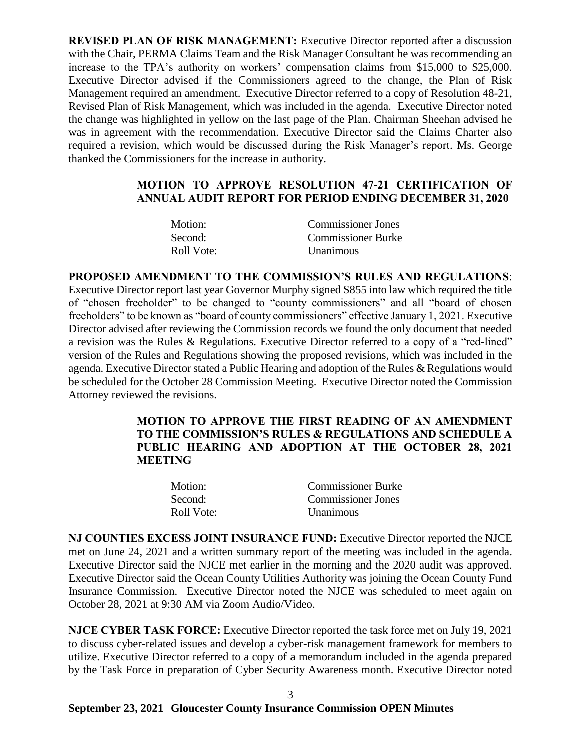**REVISED PLAN OF RISK MANAGEMENT:** Executive Director reported after a discussion with the Chair, PERMA Claims Team and the Risk Manager Consultant he was recommending an increase to the TPA's authority on workers' compensation claims from \$15,000 to \$25,000. Executive Director advised if the Commissioners agreed to the change, the Plan of Risk Management required an amendment. Executive Director referred to a copy of Resolution 48-21, Revised Plan of Risk Management, which was included in the agenda. Executive Director noted the change was highlighted in yellow on the last page of the Plan. Chairman Sheehan advised he was in agreement with the recommendation. Executive Director said the Claims Charter also required a revision, which would be discussed during the Risk Manager's report. Ms. George thanked the Commissioners for the increase in authority.

**MOTION TO APPROVE RESOLUTION 47-21 CERTIFICATION OF ANNUAL AUDIT REPORT FOR PERIOD ENDING DECEMBER 31, 2020**

| | |
|---|---|
| Motion: | Commissioner Jones |
| Second: | Commissioner Burke |
| Roll Vote: | Unanimous |

**PROPOSED AMENDMENT TO THE COMMISSION'S RULES AND REGULATIONS**: Executive Director report last year Governor Murphy signed S855 into law which required the title of "chosen freeholder" to be changed to "county commissioners" and all "board of chosen freeholders" to be known as "board of county commissioners" effective January 1, 2021. Executive Director advised after reviewing the Commission records we found the only document that needed a revision was the Rules & Regulations. Executive Director referred to a copy of a "red-lined" version of the Rules and Regulations showing the proposed revisions, which was included in the agenda. Executive Director stated a Public Hearing and adoption of the Rules & Regulations would be scheduled for the October 28 Commission Meeting. Executive Director noted the Commission Attorney reviewed the revisions.

**MOTION TO APPROVE THE FIRST READING OF AN AMENDMENT TO THE COMMISSION'S RULES & REGULATIONS AND SCHEDULE A PUBLIC HEARING AND ADOPTION AT THE OCTOBER 28, 2021 MEETING**

| | |
|---|---|
| Motion: | Commissioner Burke |
| Second: | Commissioner Jones |
| Roll Vote: | Unanimous |

**NJ COUNTIES EXCESS JOINT INSURANCE FUND:** Executive Director reported the NJCE met on June 24, 2021 and a written summary report of the meeting was included in the agenda. Executive Director said the NJCE met earlier in the morning and the 2020 audit was approved. Executive Director said the Ocean County Utilities Authority was joining the Ocean County Fund Insurance Commission. Executive Director noted the NJCE was scheduled to meet again on October 28, 2021 at 9:30 AM via Zoom Audio/Video.

**NJCE CYBER TASK FORCE:** Executive Director reported the task force met on July 19, 2021 to discuss cyber-related issues and develop a cyber-risk management framework for members to utilize. Executive Director referred to a copy of a memorandum included in the agenda prepared by the Task Force in preparation of Cyber Security Awareness month. Executive Director noted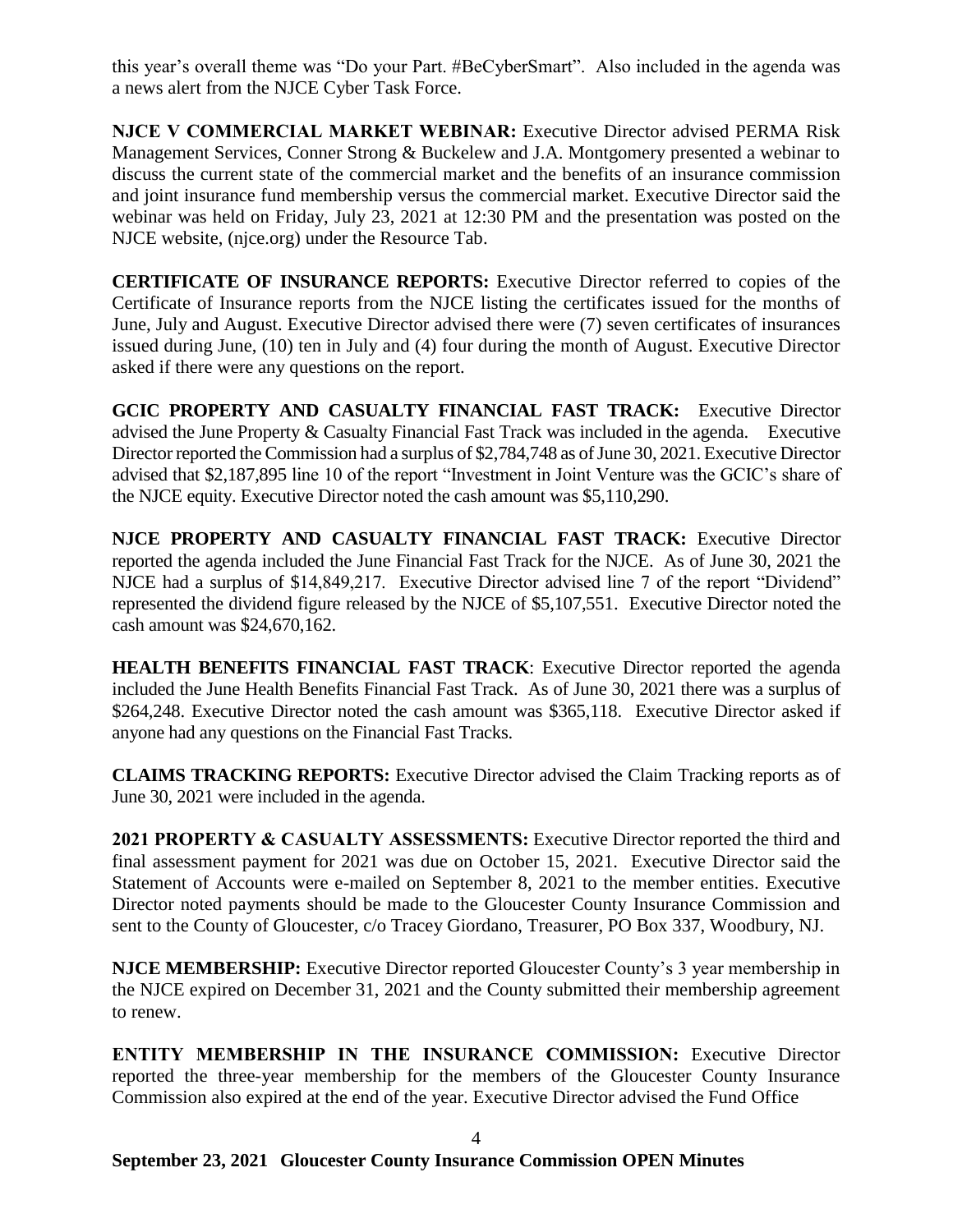this year's overall theme was "Do your Part. #BeCyberSmart". Also included in the agenda was a news alert from the NJCE Cyber Task Force.

**NJCE V COMMERCIAL MARKET WEBINAR:** Executive Director advised PERMA Risk Management Services, Conner Strong & Buckelew and J.A. Montgomery presented a webinar to discuss the current state of the commercial market and the benefits of an insurance commission and joint insurance fund membership versus the commercial market. Executive Director said the webinar was held on Friday, July 23, 2021 at 12:30 PM and the presentation was posted on the NJCE website, (njce.org) under the Resource Tab.

**CERTIFICATE OF INSURANCE REPORTS:** Executive Director referred to copies of the Certificate of Insurance reports from the NJCE listing the certificates issued for the months of June, July and August. Executive Director advised there were (7) seven certificates of insurances issued during June, (10) ten in July and (4) four during the month of August. Executive Director asked if there were any questions on the report.

**GCIC PROPERTY AND CASUALTY FINANCIAL FAST TRACK:** Executive Director advised the June Property & Casualty Financial Fast Track was included in the agenda. Executive Director reported the Commission had a surplus of $2,784,748 as of June 30, 2021. Executive Director advised that $2,187,895 line 10 of the report "Investment in Joint Venture was the GCIC's share of the NJCE equity. Executive Director noted the cash amount was $5,110,290.

**NJCE PROPERTY AND CASUALTY FINANCIAL FAST TRACK:** Executive Director reported the agenda included the June Financial Fast Track for the NJCE. As of June 30, 2021 the NJCE had a surplus of $14,849,217. Executive Director advised line 7 of the report "Dividend" represented the dividend figure released by the NJCE of $5,107,551. Executive Director noted the cash amount was $24,670,162.

**HEALTH BENEFITS FINANCIAL FAST TRACK**: Executive Director reported the agenda included the June Health Benefits Financial Fast Track. As of June 30, 2021 there was a surplus of $264,248. Executive Director noted the cash amount was $365,118. Executive Director asked if anyone had any questions on the Financial Fast Tracks.

**CLAIMS TRACKING REPORTS:** Executive Director advised the Claim Tracking reports as of June 30, 2021 were included in the agenda.

**2021 PROPERTY & CASUALTY ASSESSMENTS:** Executive Director reported the third and final assessment payment for 2021 was due on October 15, 2021. Executive Director said the Statement of Accounts were e-mailed on September 8, 2021 to the member entities. Executive Director noted payments should be made to the Gloucester County Insurance Commission and sent to the County of Gloucester, c/o Tracey Giordano, Treasurer, PO Box 337, Woodbury, NJ.

**NJCE MEMBERSHIP:** Executive Director reported Gloucester County's 3 year membership in the NJCE expired on December 31, 2021 and the County submitted their membership agreement to renew.

**ENTITY MEMBERSHIP IN THE INSURANCE COMMISSION:** Executive Director reported the three-year membership for the members of the Gloucester County Insurance Commission also expired at the end of the year. Executive Director advised the Fund Office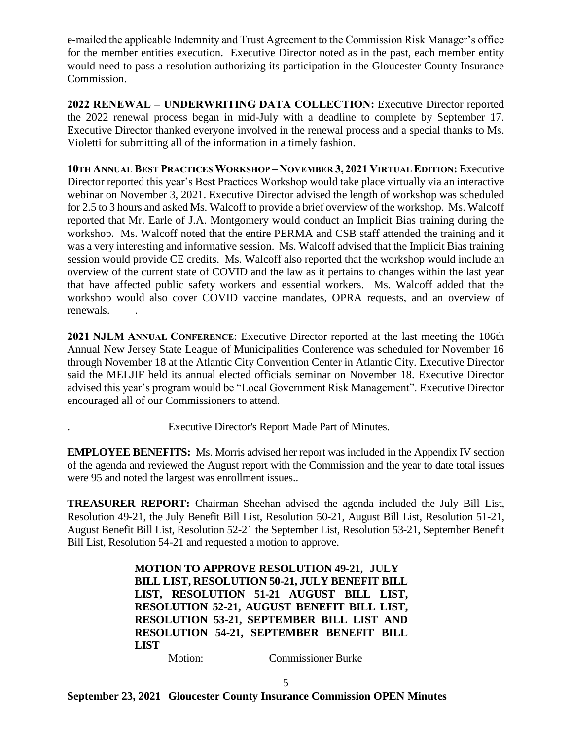e-mailed the applicable Indemnity and Trust Agreement to the Commission Risk Manager's office for the member entities execution. Executive Director noted as in the past, each member entity would need to pass a resolution authorizing its participation in the Gloucester County Insurance Commission.

**2022 RENEWAL – UNDERWRITING DATA COLLECTION:** Executive Director reported the 2022 renewal process began in mid-July with a deadline to complete by September 17. Executive Director thanked everyone involved in the renewal process and a special thanks to Ms. Violetti for submitting all of the information in a timely fashion.

**10TH ANNUAL BEST PRACTICES WORKSHOP – NOVEMBER 3, 2021 VIRTUAL EDITION:** Executive Director reported this year's Best Practices Workshop would take place virtually via an interactive webinar on November 3, 2021. Executive Director advised the length of workshop was scheduled for 2.5 to 3 hours and asked Ms. Walcoff to provide a brief overview of the workshop. Ms. Walcoff reported that Mr. Earle of J.A. Montgomery would conduct an Implicit Bias training during the workshop. Ms. Walcoff noted that the entire PERMA and CSB staff attended the training and it was a very interesting and informative session. Ms. Walcoff advised that the Implicit Bias training session would provide CE credits. Ms. Walcoff also reported that the workshop would include an overview of the current state of COVID and the law as it pertains to changes within the last year that have affected public safety workers and essential workers. Ms. Walcoff added that the workshop would also cover COVID vaccine mandates, OPRA requests, and an overview of renewals. .

**2021 NJLM ANNUAL CONFERENCE**: Executive Director reported at the last meeting the 106th Annual New Jersey State League of Municipalities Conference was scheduled for November 16 through November 18 at the Atlantic City Convention Center in Atlantic City. Executive Director said the MELJIF held its annual elected officials seminar on November 18. Executive Director advised this year's program would be "Local Government Risk Management". Executive Director encouraged all of our Commissioners to attend.

. Executive Director's Report Made Part of Minutes.

**EMPLOYEE BENEFITS:** Ms. Morris advised her report was included in the Appendix IV section of the agenda and reviewed the August report with the Commission and the year to date total issues were 95 and noted the largest was enrollment issues..

**TREASURER REPORT:** Chairman Sheehan advised the agenda included the July Bill List, Resolution 49-21, the July Benefit Bill List, Resolution 50-21, August Bill List, Resolution 51-21, August Benefit Bill List, Resolution 52-21 the September List, Resolution 53-21, September Benefit Bill List, Resolution 54-21 and requested a motion to approve.

**MOTION TO APPROVE RESOLUTION 49-21, JULY BILL LIST, RESOLUTION 50-21, JULY BENEFIT BILL LIST, RESOLUTION 51-21 AUGUST BILL LIST, RESOLUTION 52-21, AUGUST BENEFIT BILL LIST, RESOLUTION 53-21, SEPTEMBER BILL LIST AND RESOLUTION 54-21, SEPTEMBER BENEFIT BILL LIST**

Motion: Commissioner Burke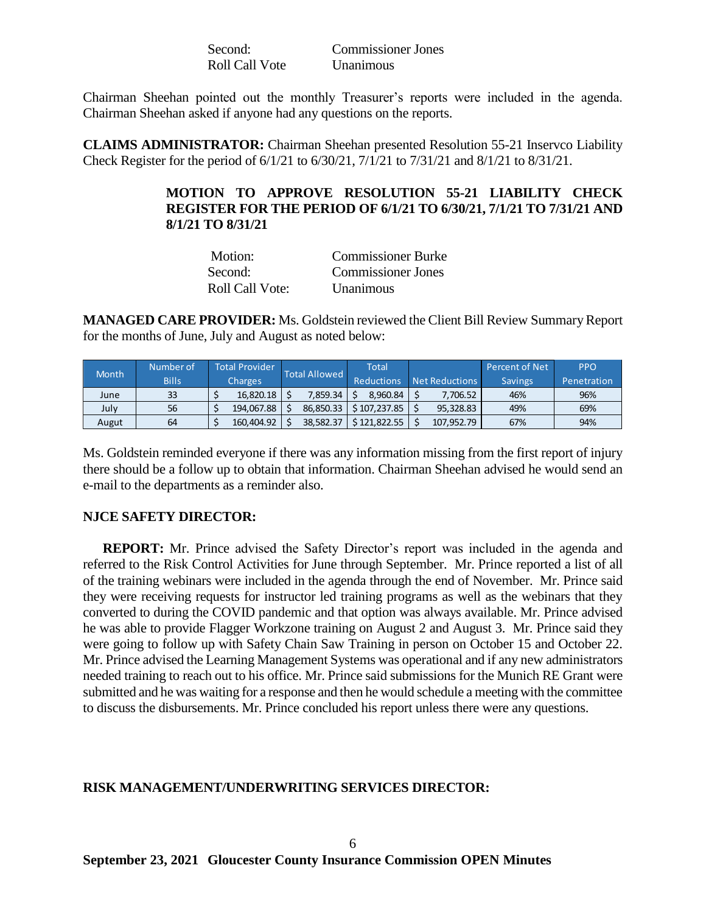Second: Commissioner Jones
Roll Call Vote Unanimous

Chairman Sheehan pointed out the monthly Treasurer's reports were included in the agenda. Chairman Sheehan asked if anyone had any questions on the reports.

**CLAIMS ADMINISTRATOR:** Chairman Sheehan presented Resolution 55-21 Inservco Liability Check Register for the period of 6/1/21 to 6/30/21, 7/1/21 to 7/31/21 and 8/1/21 to 8/31/21.

**MOTION TO APPROVE RESOLUTION 55-21 LIABILITY CHECK REGISTER FOR THE PERIOD OF 6/1/21 TO 6/30/21, 7/1/21 TO 7/31/21 AND 8/1/21 TO 8/31/21**

Motion: Commissioner Burke
Second: Commissioner Jones
Roll Call Vote: Unanimous

**MANAGED CARE PROVIDER:** Ms. Goldstein reviewed the Client Bill Review Summary Report for the months of June, July and August as noted below:

| Month | Number of Bills | Total Provider Charges | Total Allowed | Total Reductions | Net Reductions | Percent of Net Savings | PPO Penetration |
|---|---|---|---|---|---|---|---|
| June | 33 | $ 16,820.18 | $ 7,859.34 | $ 8,960.84 | $ 7,706.52 | 46% | 96% |
| July | 56 | $ 194,067.88 | $ 86,850.33 | $ 107,237.85 | $ 95,328.83 | 49% | 69% |
| Augut | 64 | $ 160,404.92 | $ 38,582.37 | $ 121,822.55 | $ 107,952.79 | 67% | 94% |

Ms. Goldstein reminded everyone if there was any information missing from the first report of injury there should be a follow up to obtain that information. Chairman Sheehan advised he would send an e-mail to the departments as a reminder also.

**NJCE SAFETY DIRECTOR:**

**REPORT:** Mr. Prince advised the Safety Director's report was included in the agenda and referred to the Risk Control Activities for June through September. Mr. Prince reported a list of all of the training webinars were included in the agenda through the end of November. Mr. Prince said they were receiving requests for instructor led training programs as well as the webinars that they converted to during the COVID pandemic and that option was always available. Mr. Prince advised he was able to provide Flagger Workzone training on August 2 and August 3. Mr. Prince said they were going to follow up with Safety Chain Saw Training in person on October 15 and October 22. Mr. Prince advised the Learning Management Systems was operational and if any new administrators needed training to reach out to his office. Mr. Prince said submissions for the Munich RE Grant were submitted and he was waiting for a response and then he would schedule a meeting with the committee to discuss the disbursements. Mr. Prince concluded his report unless there were any questions.

**RISK MANAGEMENT/UNDERWRITING SERVICES DIRECTOR:**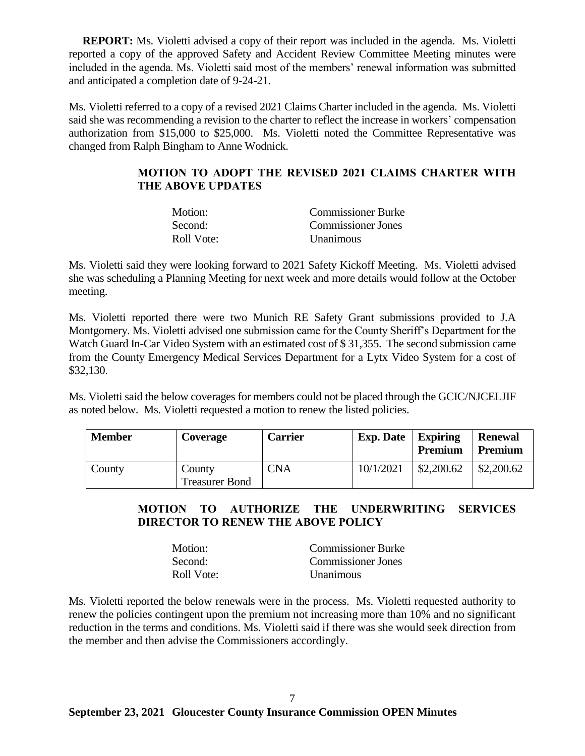**REPORT:** Ms. Violetti advised a copy of their report was included in the agenda. Ms. Violetti reported a copy of the approved Safety and Accident Review Committee Meeting minutes were included in the agenda. Ms. Violetti said most of the members' renewal information was submitted and anticipated a completion date of 9-24-21.

Ms. Violetti referred to a copy of a revised 2021 Claims Charter included in the agenda. Ms. Violetti said she was recommending a revision to the charter to reflect the increase in workers' compensation authorization from $15,000 to $25,000. Ms. Violetti noted the Committee Representative was changed from Ralph Bingham to Anne Wodnick.

**MOTION TO ADOPT THE REVISED 2021 CLAIMS CHARTER WITH THE ABOVE UPDATES**

Motion: Commissioner Burke
Second: Commissioner Jones
Roll Vote: Unanimous

Ms. Violetti said they were looking forward to 2021 Safety Kickoff Meeting. Ms. Violetti advised she was scheduling a Planning Meeting for next week and more details would follow at the October meeting.

Ms. Violetti reported there were two Munich RE Safety Grant submissions provided to J.A Montgomery. Ms. Violetti advised one submission came for the County Sheriff's Department for the Watch Guard In-Car Video System with an estimated cost of $ 31,355. The second submission came from the County Emergency Medical Services Department for a Lytx Video System for a cost of $32,130.

Ms. Violetti said the below coverages for members could not be placed through the GCIC/NJCELJIF as noted below. Ms. Violetti requested a motion to renew the listed policies.

| Member | Coverage | Carrier | Exp. Date | Expiring Premium | Renewal Premium |
|---|---|---|---|---|---|
| County | County Treasurer Bond | CNA | 10/1/2021 | $2,200.62 | $2,200.62 |

**MOTION TO AUTHORIZE THE UNDERWRITING SERVICES DIRECTOR TO RENEW THE ABOVE POLICY**

Motion: Commissioner Burke
Second: Commissioner Jones
Roll Vote: Unanimous

Ms. Violetti reported the below renewals were in the process. Ms. Violetti requested authority to renew the policies contingent upon the premium not increasing more than 10% and no significant reduction in the terms and conditions. Ms. Violetti said if there was she would seek direction from the member and then advise the Commissioners accordingly.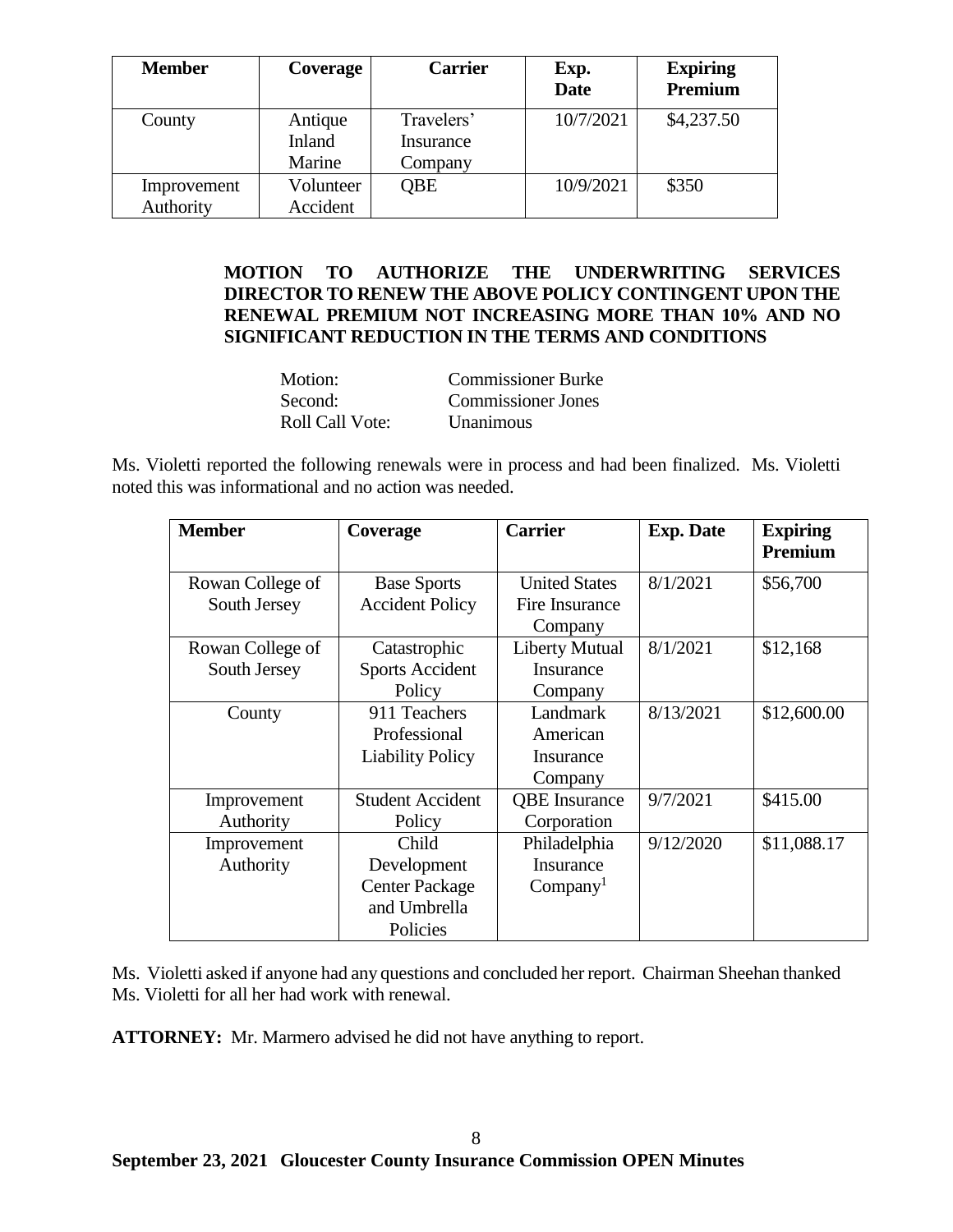| Member | Coverage | Carrier | Exp. Date | Expiring Premium |
|---|---|---|---|---|
| County | Antique Inland Marine | Travelers' Insurance Company | 10/7/2021 | $4,237.50 |
| Improvement Authority | Volunteer Accident | QBE | 10/9/2021 | $350 |

**MOTION TO AUTHORIZE THE UNDERWRITING SERVICES DIRECTOR TO RENEW THE ABOVE POLICY CONTINGENT UPON THE RENEWAL PREMIUM NOT INCREASING MORE THAN 10% AND NO SIGNIFICANT REDUCTION IN THE TERMS AND CONDITIONS**

Motion: Commissioner Burke
Second: Commissioner Jones
Roll Call Vote: Unanimous

Ms. Violetti reported the following renewals were in process and had been finalized. Ms. Violetti noted this was informational and no action was needed.

| Member | Coverage | Carrier | Exp. Date | Expiring Premium |
|---|---|---|---|---|
| Rowan College of South Jersey | Base Sports Accident Policy | United States Fire Insurance Company | 8/1/2021 | $56,700 |
| Rowan College of South Jersey | Catastrophic Sports Accident Policy | Liberty Mutual Insurance Company | 8/1/2021 | $12,168 |
| County | 911 Teachers Professional Liability Policy | Landmark American Insurance Company | 8/13/2021 | $12,600.00 |
| Improvement Authority | Student Accident Policy | QBE Insurance Corporation | 9/7/2021 | $415.00 |
| Improvement Authority | Child Development Center Package and Umbrella Policies | Philadelphia Insurance Company[1] | 9/12/2020 | $11,088.17 |

Ms. Violetti asked if anyone had any questions and concluded her report. Chairman Sheehan thanked Ms. Violetti for all her had work with renewal.

**ATTORNEY:** Mr. Marmero advised he did not have anything to report.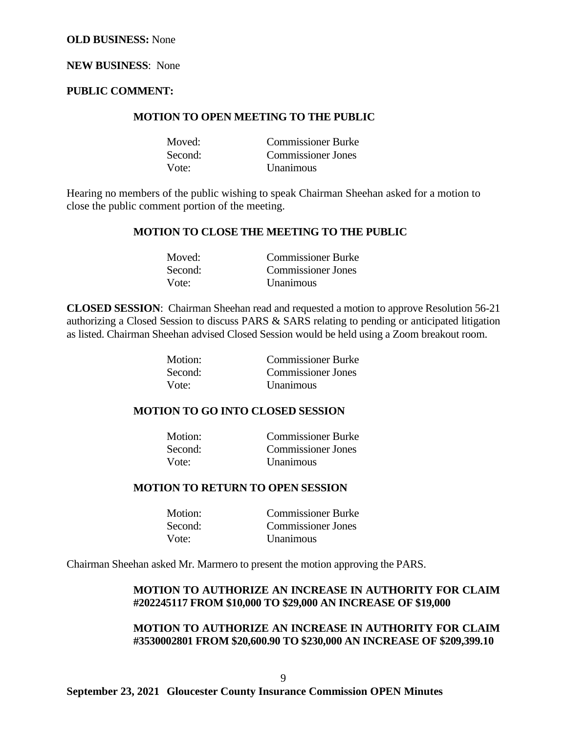**OLD BUSINESS:** None

**NEW BUSINESS**: None

**PUBLIC COMMENT:**

**MOTION TO OPEN MEETING TO THE PUBLIC**

| | |
|---|---|
| Moved: | Commissioner Burke |
| Second: | Commissioner Jones |
| Vote: | Unanimous |

Hearing no members of the public wishing to speak Chairman Sheehan asked for a motion to close the public comment portion of the meeting.

**MOTION TO CLOSE THE MEETING TO THE PUBLIC**

| | |
|---|---|
| Moved: | Commissioner Burke |
| Second: | Commissioner Jones |
| Vote: | Unanimous |

**CLOSED SESSION**: Chairman Sheehan read and requested a motion to approve Resolution 56-21 authorizing a Closed Session to discuss PARS & SARS relating to pending or anticipated litigation as listed. Chairman Sheehan advised Closed Session would be held using a Zoom breakout room.

| | |
|---|---|
| Motion: | Commissioner Burke |
| Second: | Commissioner Jones |
| Vote: | Unanimous |

**MOTION TO GO INTO CLOSED SESSION**

| | |
|---|---|
| Motion: | Commissioner Burke |
| Second: | Commissioner Jones |
| Vote: | Unanimous |

**MOTION TO RETURN TO OPEN SESSION**

| | |
|---|---|
| Motion: | Commissioner Burke |
| Second: | Commissioner Jones |
| Vote: | Unanimous |

Chairman Sheehan asked Mr. Marmero to present the motion approving the PARS.

**MOTION TO AUTHORIZE AN INCREASE IN AUTHORITY FOR CLAIM #202245117 FROM $10,000 TO $29,000 AN INCREASE OF $19,000**

**MOTION TO AUTHORIZE AN INCREASE IN AUTHORITY FOR CLAIM #3530002801 FROM $20,600.90 TO $230,000 AN INCREASE OF $209,399.10**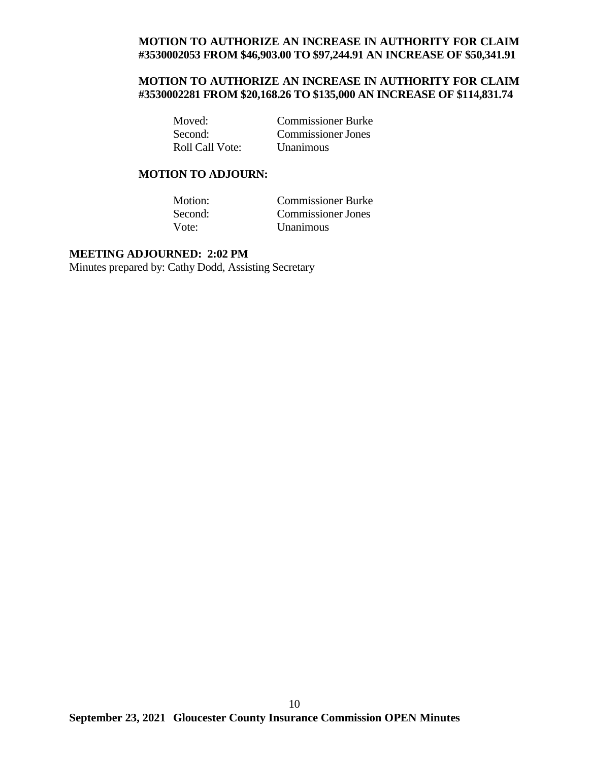**MOTION TO AUTHORIZE AN INCREASE IN AUTHORITY FOR CLAIM #3530002053 FROM $46,903.00 TO $97,244.91 AN INCREASE OF $50,341.91**

**MOTION TO AUTHORIZE AN INCREASE IN AUTHORITY FOR CLAIM #3530002281 FROM $20,168.26 TO $135,000 AN INCREASE OF $114,831.74**

Moved: Commissioner Burke
Second: Commissioner Jones
Roll Call Vote: Unanimous

**MOTION TO ADJOURN:**

Motion: Commissioner Burke
Second: Commissioner Jones
Vote: Unanimous

**MEETING ADJOURNED: 2:02 PM**

Minutes prepared by: Cathy Dodd, Assisting Secretary